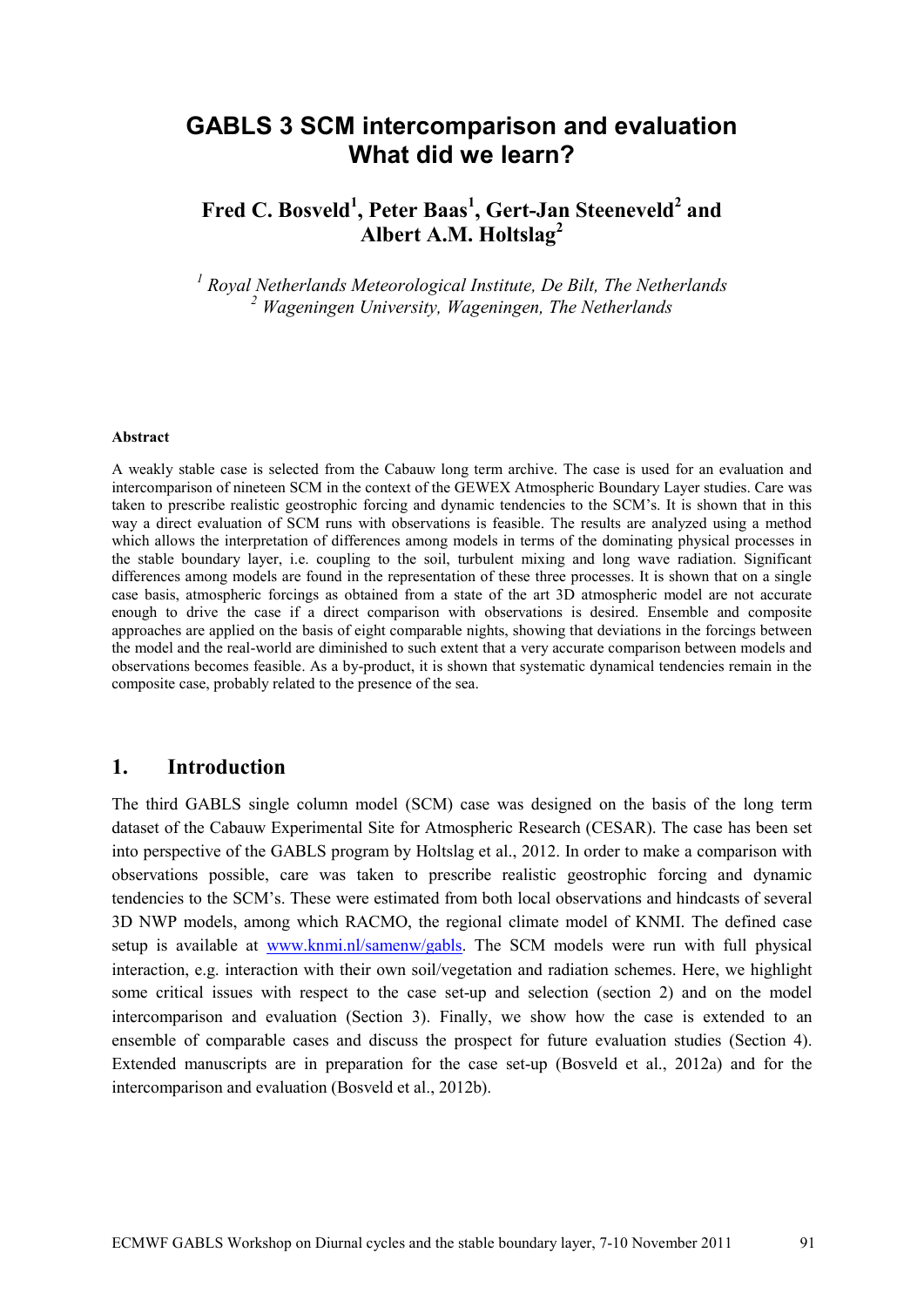# GABLS 3 SCM intercomparison and evaluation
# What did we learn?

**Fred C. Bosveld[1], Peter Baas[1], Gert-Jan Steeneveld[2] and Albert A.M. Holtslag[2]**

[1] *Royal Netherlands Meteorological Institute, De Bilt, The Netherlands*
[2] *Wageningen University, Wageningen, The Netherlands*

**Abstract**

A weakly stable case is selected from the Cabauw long term archive. The case is used for an evaluation and intercomparison of nineteen SCM in the context of the GEWEX Atmospheric Boundary Layer studies. Care was taken to prescribe realistic geostrophic forcing and dynamic tendencies to the SCM's. It is shown that in this way a direct evaluation of SCM runs with observations is feasible. The results are analyzed using a method which allows the interpretation of differences among models in terms of the dominating physical processes in the stable boundary layer, i.e. coupling to the soil, turbulent mixing and long wave radiation. Significant differences among models are found in the representation of these three processes. It is shown that on a single case basis, atmospheric forcings as obtained from a state of the art 3D atmospheric model are not accurate enough to drive the case if a direct comparison with observations is desired. Ensemble and composite approaches are applied on the basis of eight comparable nights, showing that deviations in the forcings between the model and the real-world are diminished to such extent that a very accurate comparison between models and observations becomes feasible. As a by-product, it is shown that systematic dynamical tendencies remain in the composite case, probably related to the presence of the sea.

## 1. Introduction

The third GABLS single column model (SCM) case was designed on the basis of the long term dataset of the Cabauw Experimental Site for Atmospheric Research (CESAR). The case has been set into perspective of the GABLS program by Holtslag et al., 2012. In order to make a comparison with observations possible, care was taken to prescribe realistic geostrophic forcing and dynamic tendencies to the SCM's. These were estimated from both local observations and hindcasts of several 3D NWP models, among which RACMO, the regional climate model of KNMI. The defined case setup is available at www.knmi.nl/samenw/gabls. The SCM models were run with full physical interaction, e.g. interaction with their own soil/vegetation and radiation schemes. Here, we highlight some critical issues with respect to the case set-up and selection (section 2) and on the model intercomparison and evaluation (Section 3). Finally, we show how the case is extended to an ensemble of comparable cases and discuss the prospect for future evaluation studies (Section 4). Extended manuscripts are in preparation for the case set-up (Bosveld et al., 2012a) and for the intercomparison and evaluation (Bosveld et al., 2012b).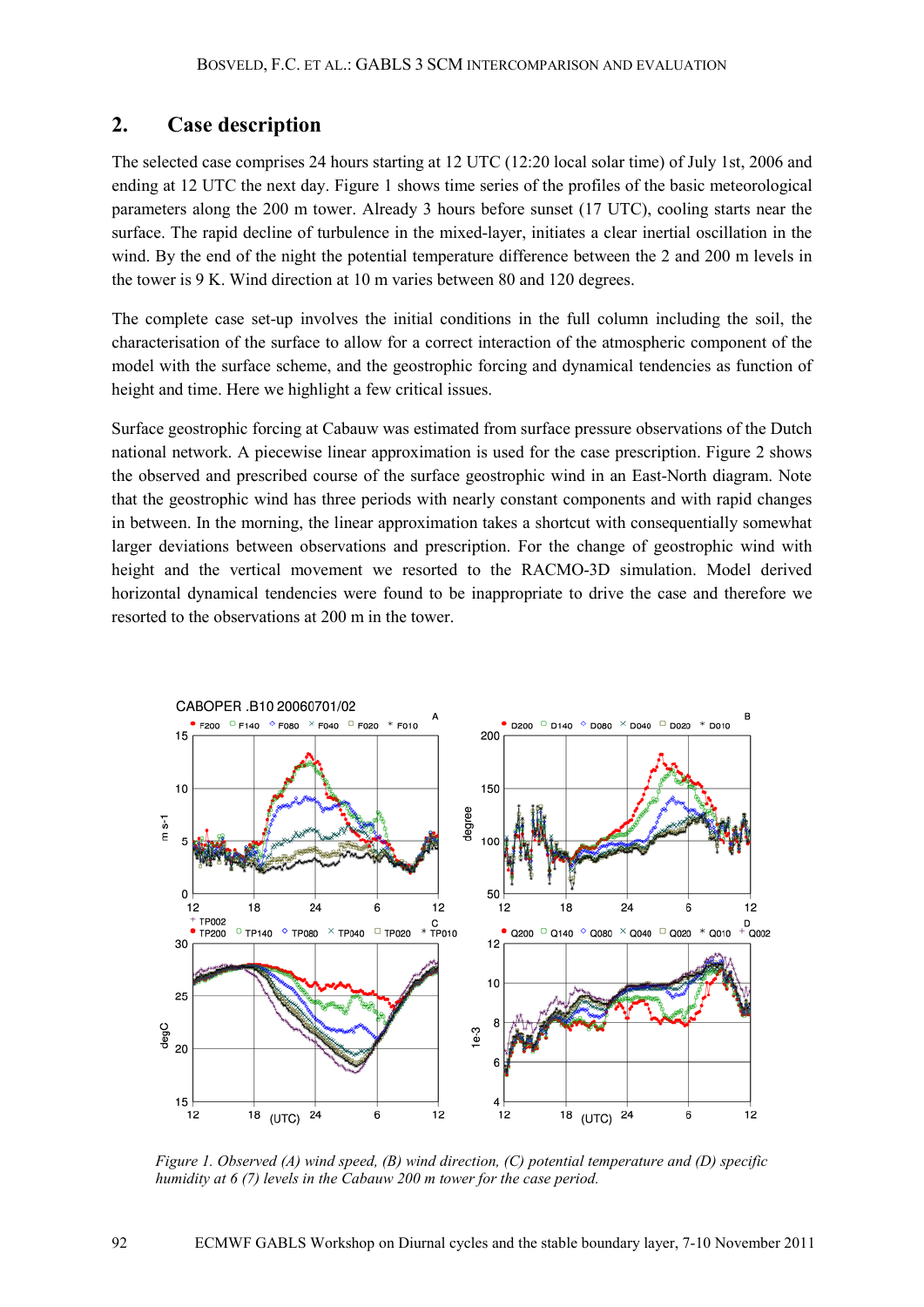## 2. Case description

The selected case comprises 24 hours starting at 12 UTC (12:20 local solar time) of July 1st, 2006 and ending at 12 UTC the next day. Figure 1 shows time series of the profiles of the basic meteorological parameters along the 200 m tower. Already 3 hours before sunset (17 UTC), cooling starts near the surface. The rapid decline of turbulence in the mixed-layer, initiates a clear inertial oscillation in the wind. By the end of the night the potential temperature difference between the 2 and 200 m levels in the tower is 9 K. Wind direction at 10 m varies between 80 and 120 degrees.

The complete case set-up involves the initial conditions in the full column including the soil, the characterisation of the surface to allow for a correct interaction of the atmospheric component of the model with the surface scheme, and the geostrophic forcing and dynamical tendencies as function of height and time. Here we highlight a few critical issues.

Surface geostrophic forcing at Cabauw was estimated from surface pressure observations of the Dutch national network. A piecewise linear approximation is used for the case prescription. Figure 2 shows the observed and prescribed course of the surface geostrophic wind in an East-North diagram. Note that the geostrophic wind has three periods with nearly constant components and with rapid changes in between. In the morning, the linear approximation takes a shortcut with consequentially somewhat larger deviations between observations and prescription. For the change of geostrophic wind with height and the vertical movement we resorted to the RACMO-3D simulation. Model derived horizontal dynamical tendencies were found to be inappropriate to drive the case and therefore we resorted to the observations at 200 m in the tower.

*Figure 1. Observed (A) wind speed, (B) wind direction, (C) potential temperature and (D) specific humidity at 6 (7) levels in the Cabauw 200 m tower for the case period.*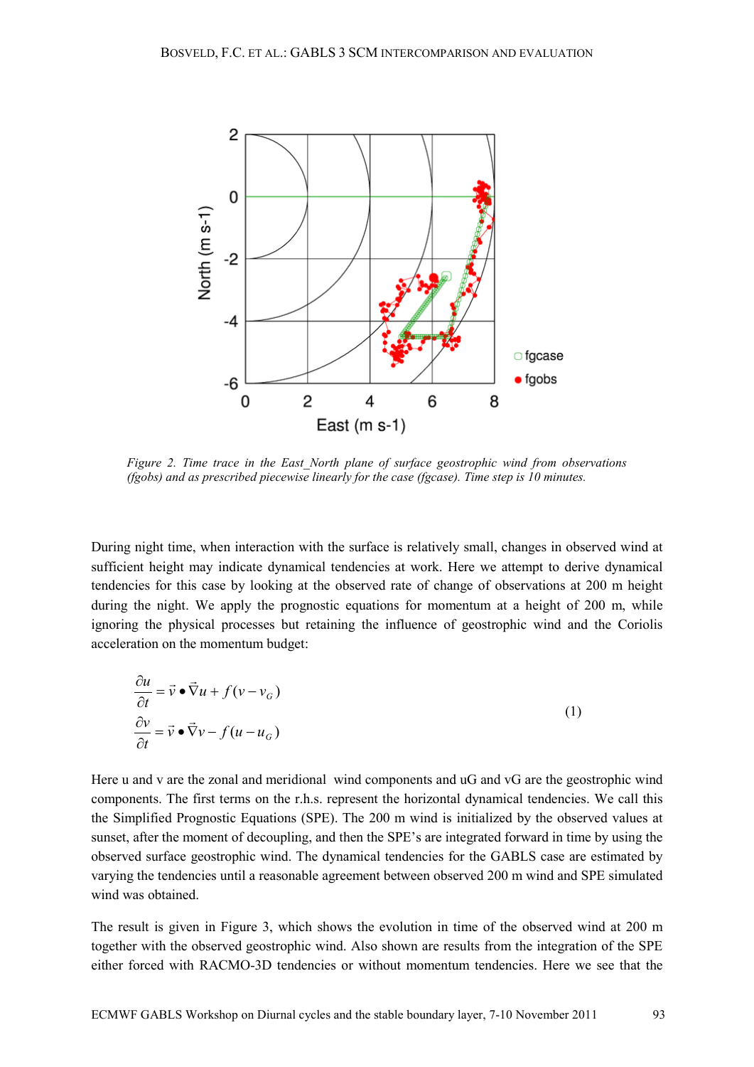*Figure 2. Time trace in the East_North plane of surface geostrophic wind from observations (fgobs) and as prescribed piecewise linearly for the case (fgcase). Time step is 10 minutes.*

During night time, when interaction with the surface is relatively small, changes in observed wind at sufficient height may indicate dynamical tendencies at work. Here we attempt to derive dynamical tendencies for this case by looking at the observed rate of change of observations at 200 m height during the night. We apply the prognostic equations for momentum at a height of 200 m, while ignoring the physical processes but retaining the influence of geostrophic wind and the Coriolis acceleration on the momentum budget:

$$
\begin{aligned}
\frac{\partial u}{\partial t} &= \vec{v} \bullet \vec{\nabla} u + f(v - v_G) \\
\frac{\partial v}{\partial t} &= \vec{v} \bullet \vec{\nabla} v - f(u - u_G)
\end{aligned}
\qquad (1)
$$

Here u and v are the zonal and meridional wind components and uG and vG are the geostrophic wind components. The first terms on the r.h.s. represent the horizontal dynamical tendencies. We call this the Simplified Prognostic Equations (SPE). The 200 m wind is initialized by the observed values at sunset, after the moment of decoupling, and then the SPE's are integrated forward in time by using the observed surface geostrophic wind. The dynamical tendencies for the GABLS case are estimated by varying the tendencies until a reasonable agreement between observed 200 m wind and SPE simulated wind was obtained.

The result is given in Figure 3, which shows the evolution in time of the observed wind at 200 m together with the observed geostrophic wind. Also shown are results from the integration of the SPE either forced with RACMO-3D tendencies or without momentum tendencies. Here we see that the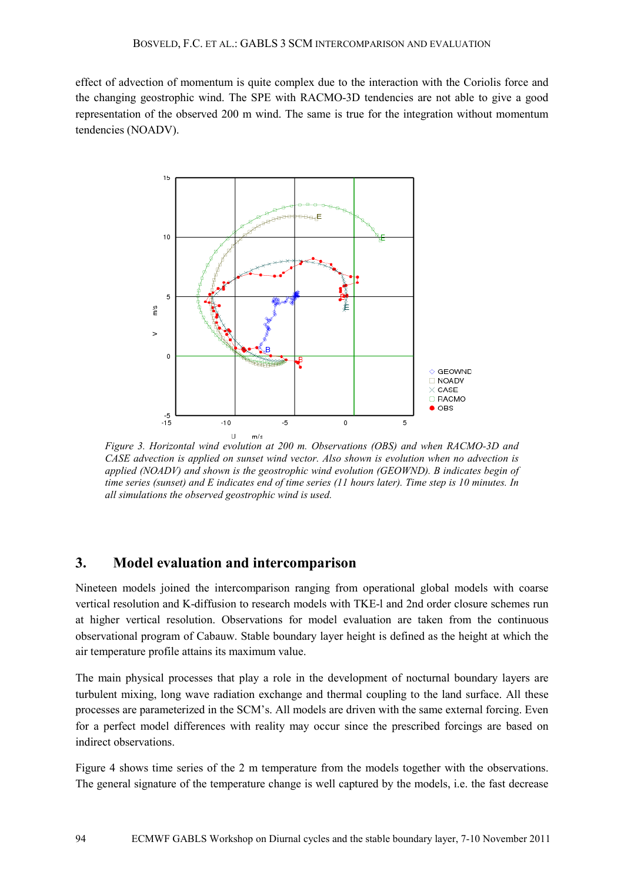effect of advection of momentum is quite complex due to the interaction with the Coriolis force and the changing geostrophic wind. The SPE with RACMO-3D tendencies are not able to give a good representation of the observed 200 m wind. The same is true for the integration without momentum tendencies (NOADV).

*Figure 3. Horizontal wind evolution at 200 m. Observations (OBS) and when RACMO-3D and CASE advection is applied on sunset wind vector. Also shown is evolution when no advection is applied (NOADV) and shown is the geostrophic wind evolution (GEOWND). B indicates begin of time series (sunset) and E indicates end of time series (11 hours later). Time step is 10 minutes. In all simulations the observed geostrophic wind is used.*

## 3. Model evaluation and intercomparison

Nineteen models joined the intercomparison ranging from operational global models with coarse vertical resolution and K-diffusion to research models with TKE-l and 2nd order closure schemes run at higher vertical resolution. Observations for model evaluation are taken from the continuous observational program of Cabauw. Stable boundary layer height is defined as the height at which the air temperature profile attains its maximum value.

The main physical processes that play a role in the development of nocturnal boundary layers are turbulent mixing, long wave radiation exchange and thermal coupling to the land surface. All these processes are parameterized in the SCM's. All models are driven with the same external forcing. Even for a perfect model differences with reality may occur since the prescribed forcings are based on indirect observations.

Figure 4 shows time series of the 2 m temperature from the models together with the observations. The general signature of the temperature change is well captured by the models, i.e. the fast decrease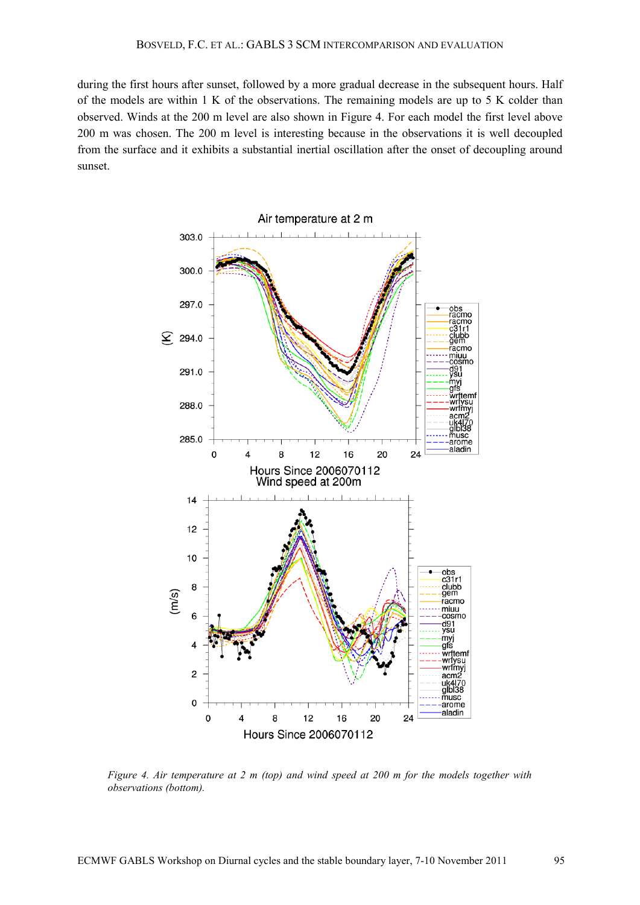during the first hours after sunset, followed by a more gradual decrease in the subsequent hours. Half of the models are within 1 K of the observations. The remaining models are up to 5 K colder than observed. Winds at the 200 m level are also shown in Figure 4. For each model the first level above 200 m was chosen. The 200 m level is interesting because in the observations it is well decoupled from the surface and it exhibits a substantial inertial oscillation after the onset of decoupling around sunset.

*Figure 4. Air temperature at 2 m (top) and wind speed at 200 m for the models together with observations (bottom).*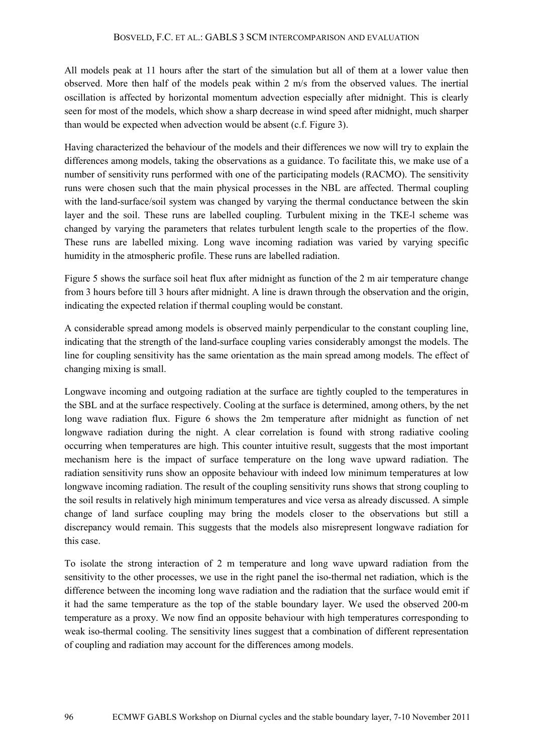All models peak at 11 hours after the start of the simulation but all of them at a lower value then observed. More then half of the models peak within 2 m/s from the observed values. The inertial oscillation is affected by horizontal momentum advection especially after midnight. This is clearly seen for most of the models, which show a sharp decrease in wind speed after midnight, much sharper than would be expected when advection would be absent (c.f. Figure 3).

Having characterized the behaviour of the models and their differences we now will try to explain the differences among models, taking the observations as a guidance. To facilitate this, we make use of a number of sensitivity runs performed with one of the participating models (RACMO). The sensitivity runs were chosen such that the main physical processes in the NBL are affected. Thermal coupling with the land-surface/soil system was changed by varying the thermal conductance between the skin layer and the soil. These runs are labelled coupling. Turbulent mixing in the TKE-l scheme was changed by varying the parameters that relates turbulent length scale to the properties of the flow. These runs are labelled mixing. Long wave incoming radiation was varied by varying specific humidity in the atmospheric profile. These runs are labelled radiation.

Figure 5 shows the surface soil heat flux after midnight as function of the 2 m air temperature change from 3 hours before till 3 hours after midnight. A line is drawn through the observation and the origin, indicating the expected relation if thermal coupling would be constant.

A considerable spread among models is observed mainly perpendicular to the constant coupling line, indicating that the strength of the land-surface coupling varies considerably amongst the models. The line for coupling sensitivity has the same orientation as the main spread among models. The effect of changing mixing is small.

Longwave incoming and outgoing radiation at the surface are tightly coupled to the temperatures in the SBL and at the surface respectively. Cooling at the surface is determined, among others, by the net long wave radiation flux. Figure 6 shows the 2m temperature after midnight as function of net longwave radiation during the night. A clear correlation is found with strong radiative cooling occurring when temperatures are high. This counter intuitive result, suggests that the most important mechanism here is the impact of surface temperature on the long wave upward radiation. The radiation sensitivity runs show an opposite behaviour with indeed low minimum temperatures at low longwave incoming radiation. The result of the coupling sensitivity runs shows that strong coupling to the soil results in relatively high minimum temperatures and vice versa as already discussed. A simple change of land surface coupling may bring the models closer to the observations but still a discrepancy would remain. This suggests that the models also misrepresent longwave radiation for this case.

To isolate the strong interaction of 2 m temperature and long wave upward radiation from the sensitivity to the other processes, we use in the right panel the iso-thermal net radiation, which is the difference between the incoming long wave radiation and the radiation that the surface would emit if it had the same temperature as the top of the stable boundary layer. We used the observed 200-m temperature as a proxy. We now find an opposite behaviour with high temperatures corresponding to weak iso-thermal cooling. The sensitivity lines suggest that a combination of different representation of coupling and radiation may account for the differences among models.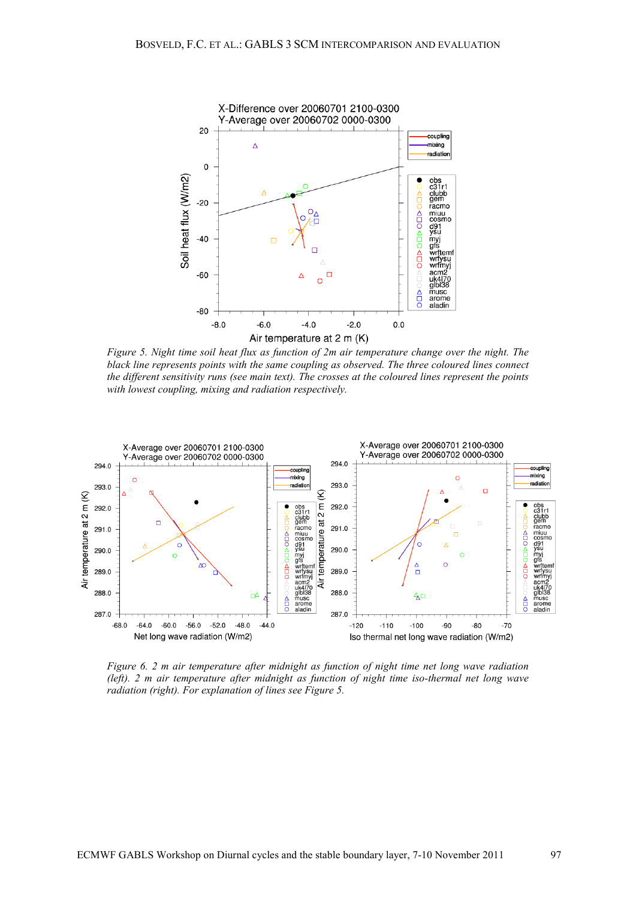*Figure 5. Night time soil heat flux as function of 2m air temperature change over the night. The black line represents points with the same coupling as observed. The three coloured lines connect the different sensitivity runs (see main text). The crosses at the coloured lines represent the points with lowest coupling, mixing and radiation respectively.*

*Figure 6. 2 m air temperature after midnight as function of night time net long wave radiation (left). 2 m air temperature after midnight as function of night time iso-thermal net long wave radiation (right). For explanation of lines see Figure 5.*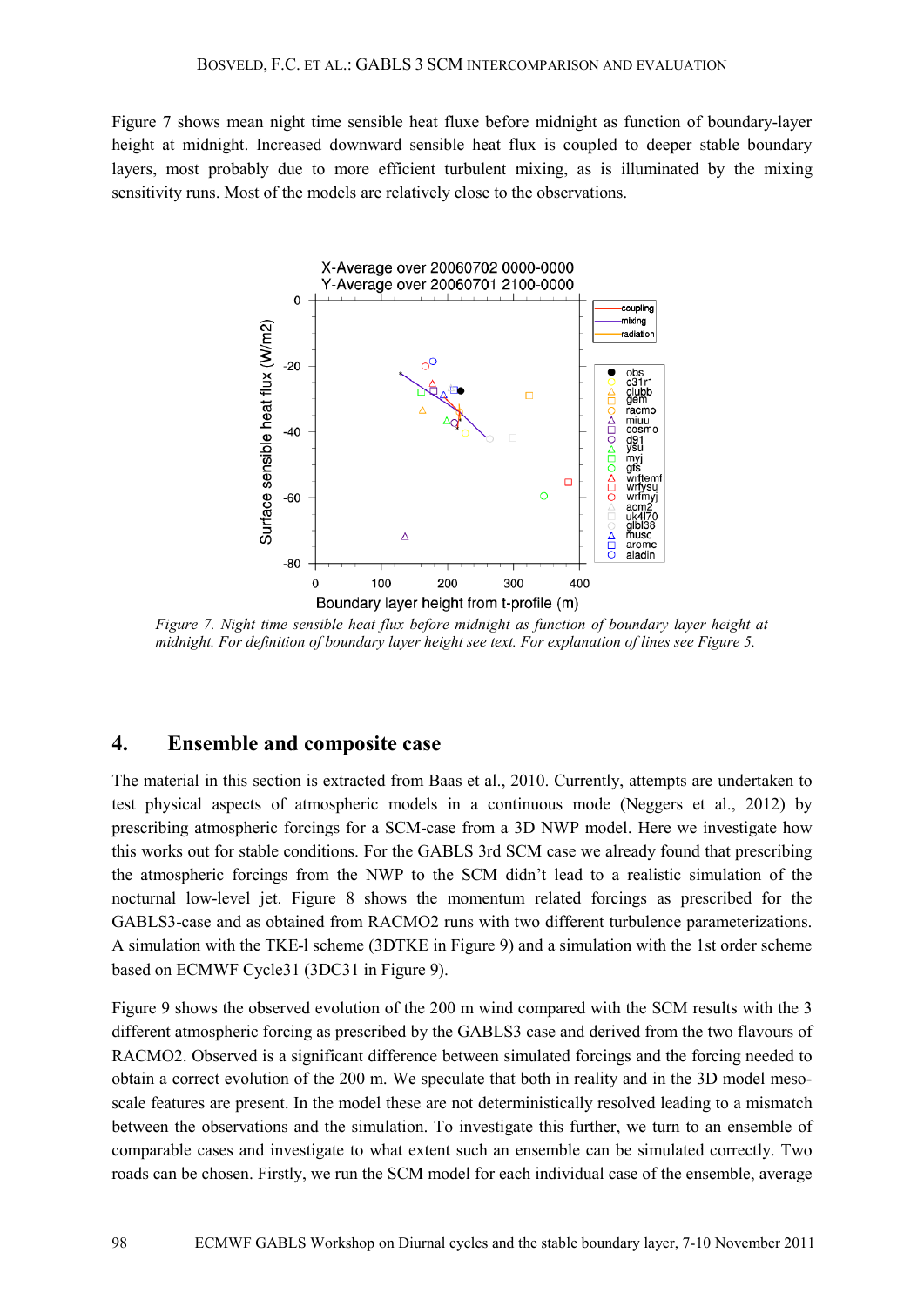Figure 7 shows mean night time sensible heat fluxe before midnight as function of boundary-layer height at midnight. Increased downward sensible heat flux is coupled to deeper stable boundary layers, most probably due to more efficient turbulent mixing, as is illuminated by the mixing sensitivity runs. Most of the models are relatively close to the observations.

*Figure 7. Night time sensible heat flux before midnight as function of boundary layer height at midnight. For definition of boundary layer height see text. For explanation of lines see Figure 5.*

## 4. Ensemble and composite case

The material in this section is extracted from Baas et al., 2010. Currently, attempts are undertaken to test physical aspects of atmospheric models in a continuous mode (Neggers et al., 2012) by prescribing atmospheric forcings for a SCM-case from a 3D NWP model. Here we investigate how this works out for stable conditions. For the GABLS 3rd SCM case we already found that prescribing the atmospheric forcings from the NWP to the SCM didn't lead to a realistic simulation of the nocturnal low-level jet. Figure 8 shows the momentum related forcings as prescribed for the GABLS3-case and as obtained from RACMO2 runs with two different turbulence parameterizations. A simulation with the TKE-l scheme (3DTKE in Figure 9) and a simulation with the 1st order scheme based on ECMWF Cycle31 (3DC31 in Figure 9).

Figure 9 shows the observed evolution of the 200 m wind compared with the SCM results with the 3 different atmospheric forcing as prescribed by the GABLS3 case and derived from the two flavours of RACMO2. Observed is a significant difference between simulated forcings and the forcing needed to obtain a correct evolution of the 200 m. We speculate that both in reality and in the 3D model meso-scale features are present. In the model these are not deterministically resolved leading to a mismatch between the observations and the simulation. To investigate this further, we turn to an ensemble of comparable cases and investigate to what extent such an ensemble can be simulated correctly. Two roads can be chosen. Firstly, we run the SCM model for each individual case of the ensemble, average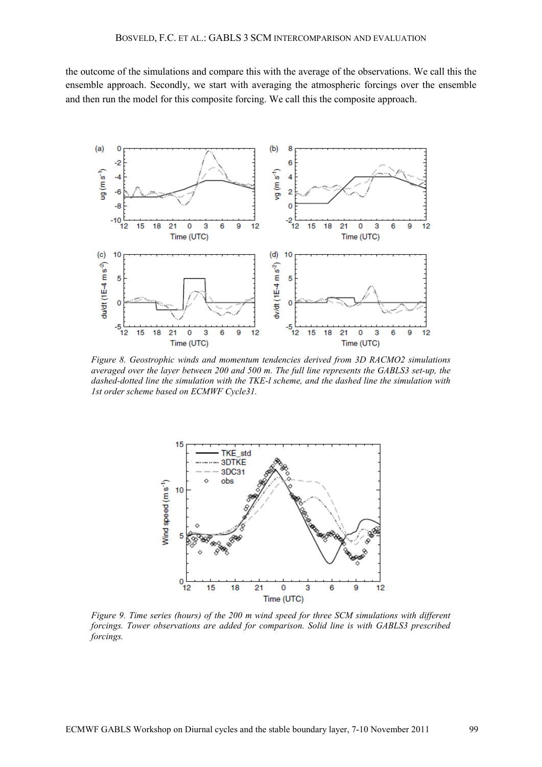the outcome of the simulations and compare this with the average of the observations. We call this the ensemble approach. Secondly, we start with averaging the atmospheric forcings over the ensemble and then run the model for this composite forcing. We call this the composite approach.

*Figure 8. Geostrophic winds and momentum tendencies derived from 3D RACMO2 simulations averaged over the layer between 200 and 500 m. The full line represents the GABLS3 set-up, the dashed-dotted line the simulation with the TKE-l scheme, and the dashed line the simulation with 1st order scheme based on ECMWF Cycle31.*

*Figure 9. Time series (hours) of the 200 m wind speed for three SCM simulations with different forcings. Tower observations are added for comparison. Solid line is with GABLS3 prescribed forcings.*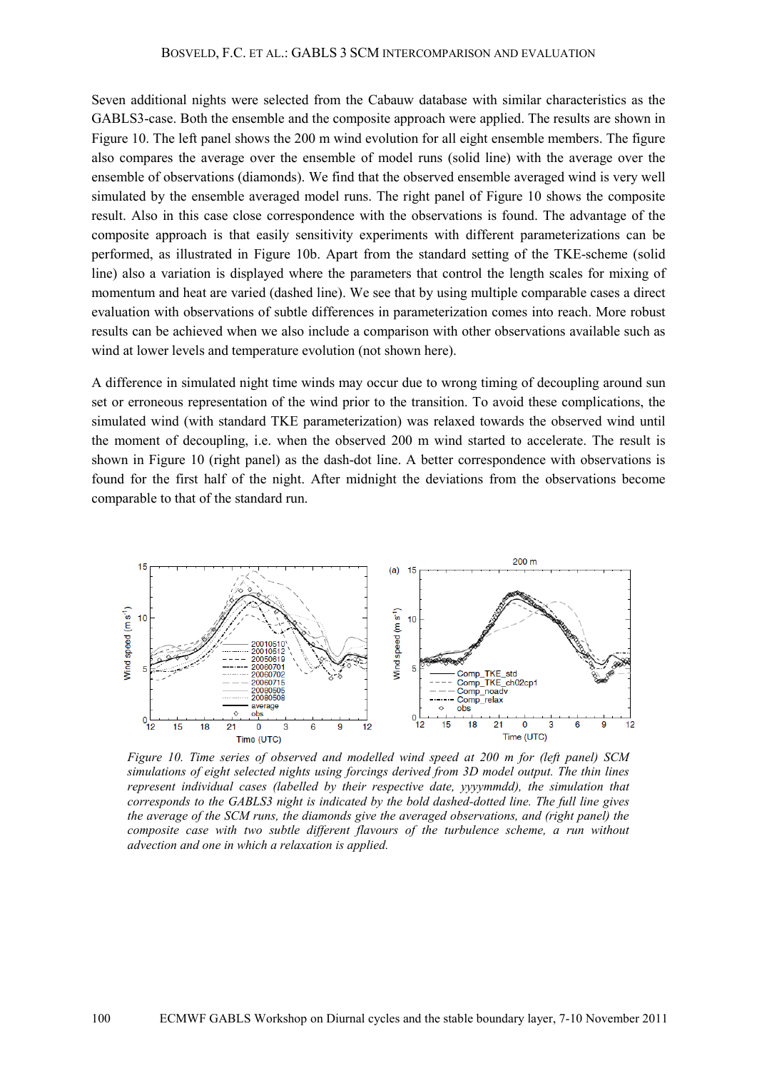Seven additional nights were selected from the Cabauw database with similar characteristics as the GABLS3-case. Both the ensemble and the composite approach were applied. The results are shown in Figure 10. The left panel shows the 200 m wind evolution for all eight ensemble members. The figure also compares the average over the ensemble of model runs (solid line) with the average over the ensemble of observations (diamonds). We find that the observed ensemble averaged wind is very well simulated by the ensemble averaged model runs. The right panel of Figure 10 shows the composite result. Also in this case close correspondence with the observations is found. The advantage of the composite approach is that easily sensitivity experiments with different parameterizations can be performed, as illustrated in Figure 10b. Apart from the standard setting of the TKE-scheme (solid line) also a variation is displayed where the parameters that control the length scales for mixing of momentum and heat are varied (dashed line). We see that by using multiple comparable cases a direct evaluation with observations of subtle differences in parameterization comes into reach. More robust results can be achieved when we also include a comparison with other observations available such as wind at lower levels and temperature evolution (not shown here).

A difference in simulated night time winds may occur due to wrong timing of decoupling around sun set or erroneous representation of the wind prior to the transition. To avoid these complications, the simulated wind (with standard TKE parameterization) was relaxed towards the observed wind until the moment of decoupling, i.e. when the observed 200 m wind started to accelerate. The result is shown in Figure 10 (right panel) as the dash-dot line. A better correspondence with observations is found for the first half of the night. After midnight the deviations from the observations become comparable to that of the standard run.

*Figure 10. Time series of observed and modelled wind speed at 200 m for (left panel) SCM simulations of eight selected nights using forcings derived from 3D model output. The thin lines represent individual cases (labelled by their respective date, yyyymmdd), the simulation that corresponds to the GABLS3 night is indicated by the bold dashed-dotted line. The full line gives the average of the SCM runs, the diamonds give the averaged observations, and (right panel) the composite case with two subtle different flavours of the turbulence scheme, a run without advection and one in which a relaxation is applied.*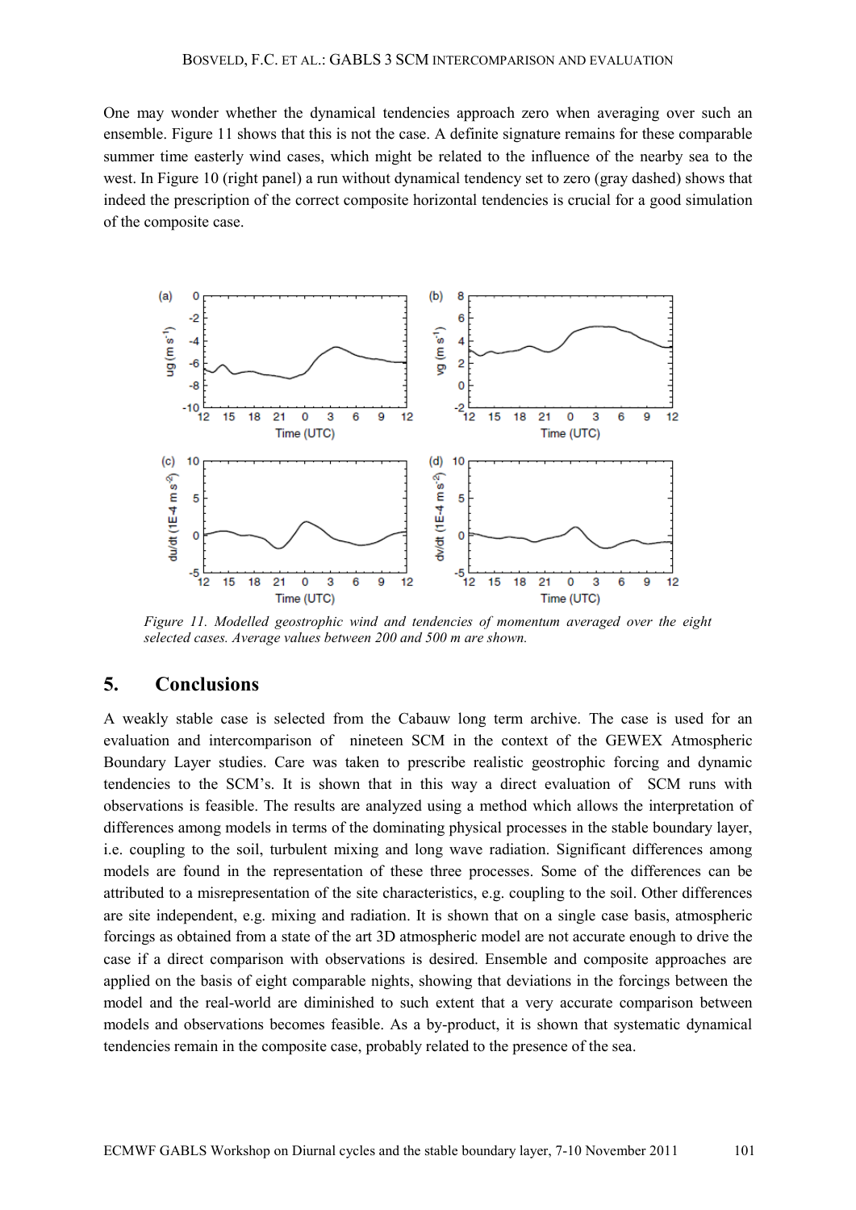One may wonder whether the dynamical tendencies approach zero when averaging over such an ensemble. Figure 11 shows that this is not the case. A definite signature remains for these comparable summer time easterly wind cases, which might be related to the influence of the nearby sea to the west. In Figure 10 (right panel) a run without dynamical tendency set to zero (gray dashed) shows that indeed the prescription of the correct composite horizontal tendencies is crucial for a good simulation of the composite case.

*Figure 11. Modelled geostrophic wind and tendencies of momentum averaged over the eight selected cases. Average values between 200 and 500 m are shown.*

## 5. Conclusions

A weakly stable case is selected from the Cabauw long term archive. The case is used for an evaluation and intercomparison of nineteen SCM in the context of the GEWEX Atmospheric Boundary Layer studies. Care was taken to prescribe realistic geostrophic forcing and dynamic tendencies to the SCM's. It is shown that in this way a direct evaluation of SCM runs with observations is feasible. The results are analyzed using a method which allows the interpretation of differences among models in terms of the dominating physical processes in the stable boundary layer, i.e. coupling to the soil, turbulent mixing and long wave radiation. Significant differences among models are found in the representation of these three processes. Some of the differences can be attributed to a misrepresentation of the site characteristics, e.g. coupling to the soil. Other differences are site independent, e.g. mixing and radiation. It is shown that on a single case basis, atmospheric forcings as obtained from a state of the art 3D atmospheric model are not accurate enough to drive the case if a direct comparison with observations is desired. Ensemble and composite approaches are applied on the basis of eight comparable nights, showing that deviations in the forcings between the model and the real-world are diminished to such extent that a very accurate comparison between models and observations becomes feasible. As a by-product, it is shown that systematic dynamical tendencies remain in the composite case, probably related to the presence of the sea.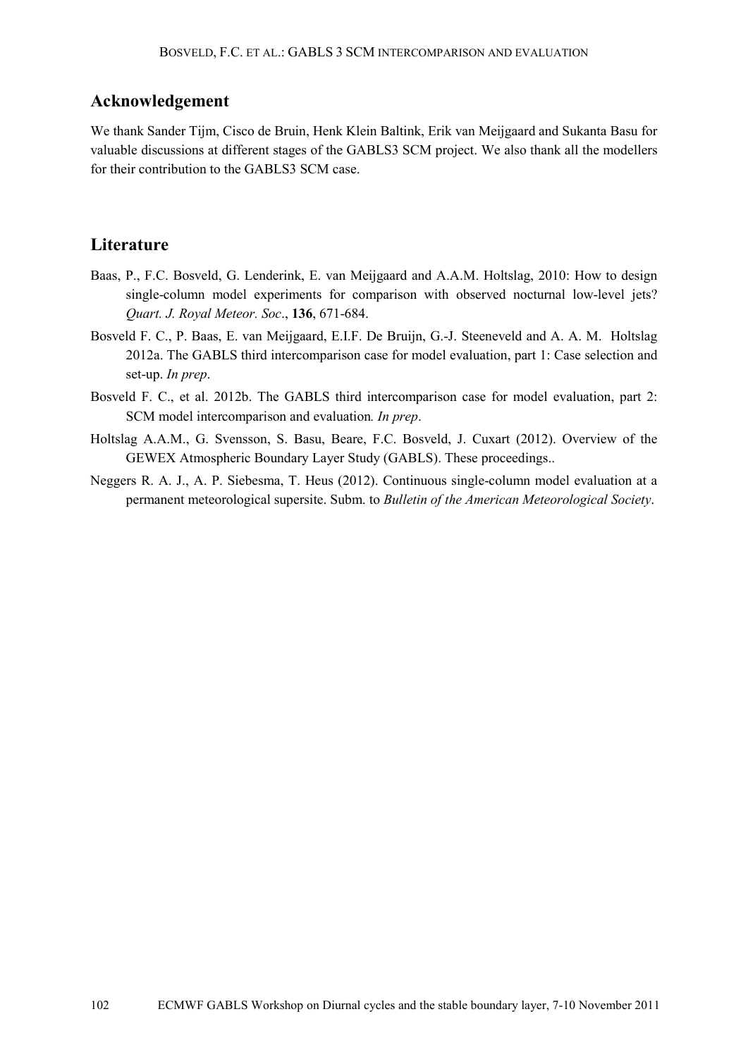## Acknowledgement

We thank Sander Tijm, Cisco de Bruin, Henk Klein Baltink, Erik van Meijgaard and Sukanta Basu for valuable discussions at different stages of the GABLS3 SCM project. We also thank all the modellers for their contribution to the GABLS3 SCM case.

## Literature

Baas, P., F.C. Bosveld, G. Lenderink, E. van Meijgaard and A.A.M. Holtslag, 2010: How to design single-column model experiments for comparison with observed nocturnal low-level jets? *Quart. J. Royal Meteor. Soc*., **136**, 671-684.

Bosveld F. C., P. Baas, E. van Meijgaard, E.I.F. De Bruijn, G.-J. Steeneveld and A. A. M. Holtslag 2012a. The GABLS third intercomparison case for model evaluation, part 1: Case selection and set-up. *In prep*.

Bosveld F. C., et al. 2012b. The GABLS third intercomparison case for model evaluation, part 2: SCM model intercomparison and evaluation*. In prep*.

Holtslag A.A.M., G. Svensson, S. Basu, Beare, F.C. Bosveld, J. Cuxart (2012). Overview of the GEWEX Atmospheric Boundary Layer Study (GABLS). These proceedings..

Neggers R. A. J., A. P. Siebesma, T. Heus (2012). Continuous single-column model evaluation at a permanent meteorological supersite. Subm. to *Bulletin of the American Meteorological Society*.